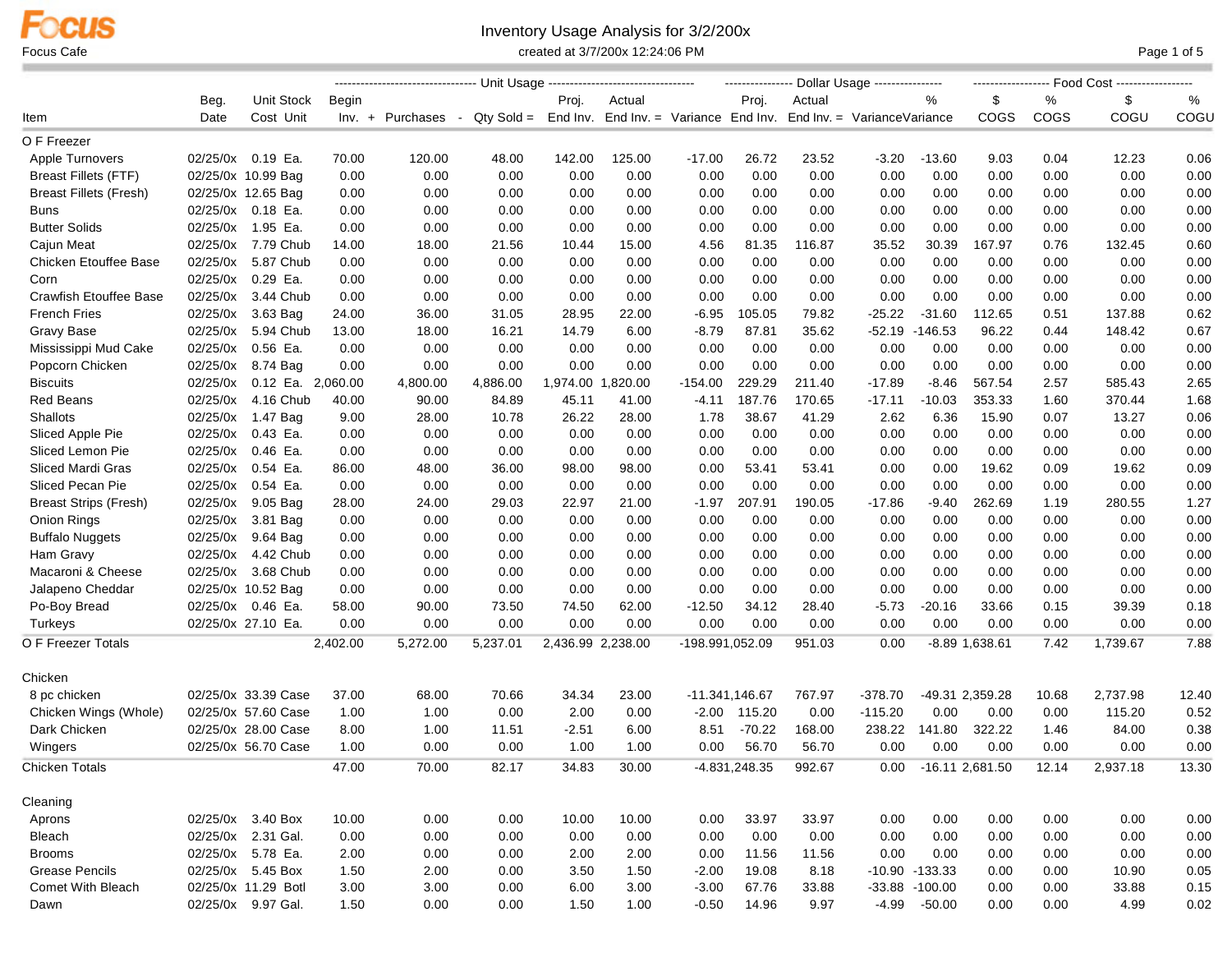Focus

Focus Cafe

# Inventory Usage Analysis for 3/2/200x

created at 3/7/200x 12:24:06 PM

| | | | | Unit Usage | | | | | | Dollar Usage | | | | Food Cost | | | |
|---|---|---|---|---|---|---|---|---|---|---|---|---|---|---|---|---|---|
| Item | Beg. Date | Unit Stock Cost | Unit | Begin Inv. + | Purchases - | Qty Sold = | Proj. End Inv. | Actual End Inv. = | Variance | Proj. End Inv. | Actual End Inv. = | Variance | % Variance | $ COGS | % COGS | $ COGU | % COGU |
| **O F Freezer** | | | | | | | | | | | | | | | | | |
| Apple Turnovers | 02/25/0x | 0.19 | Ea. | 70.00 | 120.00 | 48.00 | 142.00 | 125.00 | -17.00 | 26.72 | 23.52 | -3.20 | -13.60 | 9.03 | 0.04 | 12.23 | 0.06 |
| Breast Fillets (FTF) | 02/25/0x | 10.99 | Bag | 0.00 | 0.00 | 0.00 | 0.00 | 0.00 | 0.00 | 0.00 | 0.00 | 0.00 | 0.00 | 0.00 | 0.00 | 0.00 | 0.00 |
| Breast Fillets (Fresh) | 02/25/0x | 12.65 | Bag | 0.00 | 0.00 | 0.00 | 0.00 | 0.00 | 0.00 | 0.00 | 0.00 | 0.00 | 0.00 | 0.00 | 0.00 | 0.00 | 0.00 |
| Buns | 02/25/0x | 0.18 | Ea. | 0.00 | 0.00 | 0.00 | 0.00 | 0.00 | 0.00 | 0.00 | 0.00 | 0.00 | 0.00 | 0.00 | 0.00 | 0.00 | 0.00 |
| Butter Solids | 02/25/0x | 1.95 | Ea. | 0.00 | 0.00 | 0.00 | 0.00 | 0.00 | 0.00 | 0.00 | 0.00 | 0.00 | 0.00 | 0.00 | 0.00 | 0.00 | 0.00 |
| Cajun Meat | 02/25/0x | 7.79 | Chub | 14.00 | 18.00 | 21.56 | 10.44 | 15.00 | 4.56 | 81.35 | 116.87 | 35.52 | 30.39 | 167.97 | 0.76 | 132.45 | 0.60 |
| Chicken Etouffee Base | 02/25/0x | 5.87 | Chub | 0.00 | 0.00 | 0.00 | 0.00 | 0.00 | 0.00 | 0.00 | 0.00 | 0.00 | 0.00 | 0.00 | 0.00 | 0.00 | 0.00 |
| Corn | 02/25/0x | 0.29 | Ea. | 0.00 | 0.00 | 0.00 | 0.00 | 0.00 | 0.00 | 0.00 | 0.00 | 0.00 | 0.00 | 0.00 | 0.00 | 0.00 | 0.00 |
| Crawfish Etouffee Base | 02/25/0x | 3.44 | Chub | 0.00 | 0.00 | 0.00 | 0.00 | 0.00 | 0.00 | 0.00 | 0.00 | 0.00 | 0.00 | 0.00 | 0.00 | 0.00 | 0.00 |
| French Fries | 02/25/0x | 3.63 | Bag | 24.00 | 36.00 | 31.05 | 28.95 | 22.00 | -6.95 | 105.05 | 79.82 | -25.22 | -31.60 | 112.65 | 0.51 | 137.88 | 0.62 |
| Gravy Base | 02/25/0x | 5.94 | Chub | 13.00 | 18.00 | 16.21 | 14.79 | 6.00 | -8.79 | 87.81 | 35.62 | -52.19 | -146.53 | 96.22 | 0.44 | 148.42 | 0.67 |
| Mississippi Mud Cake | 02/25/0x | 0.56 | Ea. | 0.00 | 0.00 | 0.00 | 0.00 | 0.00 | 0.00 | 0.00 | 0.00 | 0.00 | 0.00 | 0.00 | 0.00 | 0.00 | 0.00 |
| Popcorn Chicken | 02/25/0x | 8.74 | Bag | 0.00 | 0.00 | 0.00 | 0.00 | 0.00 | 0.00 | 0.00 | 0.00 | 0.00 | 0.00 | 0.00 | 0.00 | 0.00 | 0.00 |
| Biscuits | 02/25/0x | 0.12 | Ea. | 2,060.00 | 4,800.00 | 4,886.00 | 1,974.00 | 1,820.00 | -154.00 | 229.29 | 211.40 | -17.89 | -8.46 | 567.54 | 2.57 | 585.43 | 2.65 |
| Red Beans | 02/25/0x | 4.16 | Chub | 40.00 | 90.00 | 84.89 | 45.11 | 41.00 | -4.11 | 187.76 | 170.65 | -17.11 | -10.03 | 353.33 | 1.60 | 370.44 | 1.68 |
| Shallots | 02/25/0x | 1.47 | Bag | 9.00 | 28.00 | 10.78 | 26.22 | 28.00 | 1.78 | 38.67 | 41.29 | 2.62 | 6.36 | 15.90 | 0.07 | 13.27 | 0.06 |
| Sliced Apple Pie | 02/25/0x | 0.43 | Ea. | 0.00 | 0.00 | 0.00 | 0.00 | 0.00 | 0.00 | 0.00 | 0.00 | 0.00 | 0.00 | 0.00 | 0.00 | 0.00 | 0.00 |
| Sliced Lemon Pie | 02/25/0x | 0.46 | Ea. | 0.00 | 0.00 | 0.00 | 0.00 | 0.00 | 0.00 | 0.00 | 0.00 | 0.00 | 0.00 | 0.00 | 0.00 | 0.00 | 0.00 |
| Sliced Mardi Gras | 02/25/0x | 0.54 | Ea. | 86.00 | 48.00 | 36.00 | 98.00 | 98.00 | 0.00 | 53.41 | 53.41 | 0.00 | 0.00 | 19.62 | 0.09 | 19.62 | 0.09 |
| Sliced Pecan Pie | 02/25/0x | 0.54 | Ea. | 0.00 | 0.00 | 0.00 | 0.00 | 0.00 | 0.00 | 0.00 | 0.00 | 0.00 | 0.00 | 0.00 | 0.00 | 0.00 | 0.00 |
| Breast Strips (Fresh) | 02/25/0x | 9.05 | Bag | 28.00 | 24.00 | 29.03 | 22.97 | 21.00 | -1.97 | 207.91 | 190.05 | -17.86 | -9.40 | 262.69 | 1.19 | 280.55 | 1.27 |
| Onion Rings | 02/25/0x | 3.81 | Bag | 0.00 | 0.00 | 0.00 | 0.00 | 0.00 | 0.00 | 0.00 | 0.00 | 0.00 | 0.00 | 0.00 | 0.00 | 0.00 | 0.00 |
| Buffalo Nuggets | 02/25/0x | 9.64 | Bag | 0.00 | 0.00 | 0.00 | 0.00 | 0.00 | 0.00 | 0.00 | 0.00 | 0.00 | 0.00 | 0.00 | 0.00 | 0.00 | 0.00 |
| Ham Gravy | 02/25/0x | 4.42 | Chub | 0.00 | 0.00 | 0.00 | 0.00 | 0.00 | 0.00 | 0.00 | 0.00 | 0.00 | 0.00 | 0.00 | 0.00 | 0.00 | 0.00 |
| Macaroni & Cheese | 02/25/0x | 3.68 | Chub | 0.00 | 0.00 | 0.00 | 0.00 | 0.00 | 0.00 | 0.00 | 0.00 | 0.00 | 0.00 | 0.00 | 0.00 | 0.00 | 0.00 |
| Jalapeno Cheddar | 02/25/0x | 10.52 | Bag | 0.00 | 0.00 | 0.00 | 0.00 | 0.00 | 0.00 | 0.00 | 0.00 | 0.00 | 0.00 | 0.00 | 0.00 | 0.00 | 0.00 |
| Po-Boy Bread | 02/25/0x | 0.46 | Ea. | 58.00 | 90.00 | 73.50 | 74.50 | 62.00 | -12.50 | 34.12 | 28.40 | -5.73 | -20.16 | 33.66 | 0.15 | 39.39 | 0.18 |
| Turkeys | 02/25/0x | 27.10 | Ea. | 0.00 | 0.00 | 0.00 | 0.00 | 0.00 | 0.00 | 0.00 | 0.00 | 0.00 | 0.00 | 0.00 | 0.00 | 0.00 | 0.00 |
| **O F Freezer Totals** | | | | 2,402.00 | 5,272.00 | 5,237.01 | 2,436.99 | 2,238.00 | -198.99 | 1,052.09 | 951.03 | 0.00 | -8.89 | 1,638.61 | 7.42 | 1,739.67 | 7.88 |
| **Chicken** | | | | | | | | | | | | | | | | | |
| 8 pc chicken | 02/25/0x | 33.39 | Case | 37.00 | 68.00 | 70.66 | 34.34 | 23.00 | -11.34 | 1,146.67 | 767.97 | -378.70 | -49.31 | 2,359.28 | 10.68 | 2,737.98 | 12.40 |
| Chicken Wings (Whole) | 02/25/0x | 57.60 | Case | 1.00 | 1.00 | 0.00 | 2.00 | 0.00 | -2.00 | 115.20 | 0.00 | -115.20 | 0.00 | 0.00 | 0.00 | 115.20 | 0.52 |
| Dark Chicken | 02/25/0x | 28.00 | Case | 8.00 | 1.00 | 11.51 | -2.51 | 6.00 | 8.51 | -70.22 | 168.00 | 238.22 | 141.80 | 322.22 | 1.46 | 84.00 | 0.38 |
| Wingers | 02/25/0x | 56.70 | Case | 1.00 | 0.00 | 0.00 | 1.00 | 1.00 | 0.00 | 56.70 | 56.70 | 0.00 | 0.00 | 0.00 | 0.00 | 0.00 | 0.00 |
| **Chicken Totals** | | | | 47.00 | 70.00 | 82.17 | 34.83 | 30.00 | -4.83 | 1,248.35 | 992.67 | 0.00 | -16.11 | 2,681.50 | 12.14 | 2,937.18 | 13.30 |
| **Cleaning** | | | | | | | | | | | | | | | | | |
| Aprons | 02/25/0x | 3.40 | Box | 10.00 | 0.00 | 0.00 | 10.00 | 10.00 | 0.00 | 33.97 | 33.97 | 0.00 | 0.00 | 0.00 | 0.00 | 0.00 | 0.00 |
| Bleach | 02/25/0x | 2.31 | Gal. | 0.00 | 0.00 | 0.00 | 0.00 | 0.00 | 0.00 | 0.00 | 0.00 | 0.00 | 0.00 | 0.00 | 0.00 | 0.00 | 0.00 |
| Brooms | 02/25/0x | 5.78 | Ea. | 2.00 | 0.00 | 0.00 | 2.00 | 2.00 | 0.00 | 11.56 | 11.56 | 0.00 | 0.00 | 0.00 | 0.00 | 0.00 | 0.00 |
| Grease Pencils | 02/25/0x | 5.45 | Box | 1.50 | 2.00 | 0.00 | 3.50 | 1.50 | -2.00 | 19.08 | 8.18 | -10.90 | -133.33 | 0.00 | 0.00 | 10.90 | 0.05 |
| Comet With Bleach | 02/25/0x | 11.29 | Botl | 3.00 | 3.00 | 0.00 | 6.00 | 3.00 | -3.00 | 67.76 | 33.88 | -33.88 | -100.00 | 0.00 | 0.00 | 33.88 | 0.15 |
| Dawn | 02/25/0x | 9.97 | Gal. | 1.50 | 0.00 | 0.00 | 1.50 | 1.00 | -0.50 | 14.96 | 9.97 | -4.99 | -50.00 | 0.00 | 0.00 | 4.99 | 0.02 |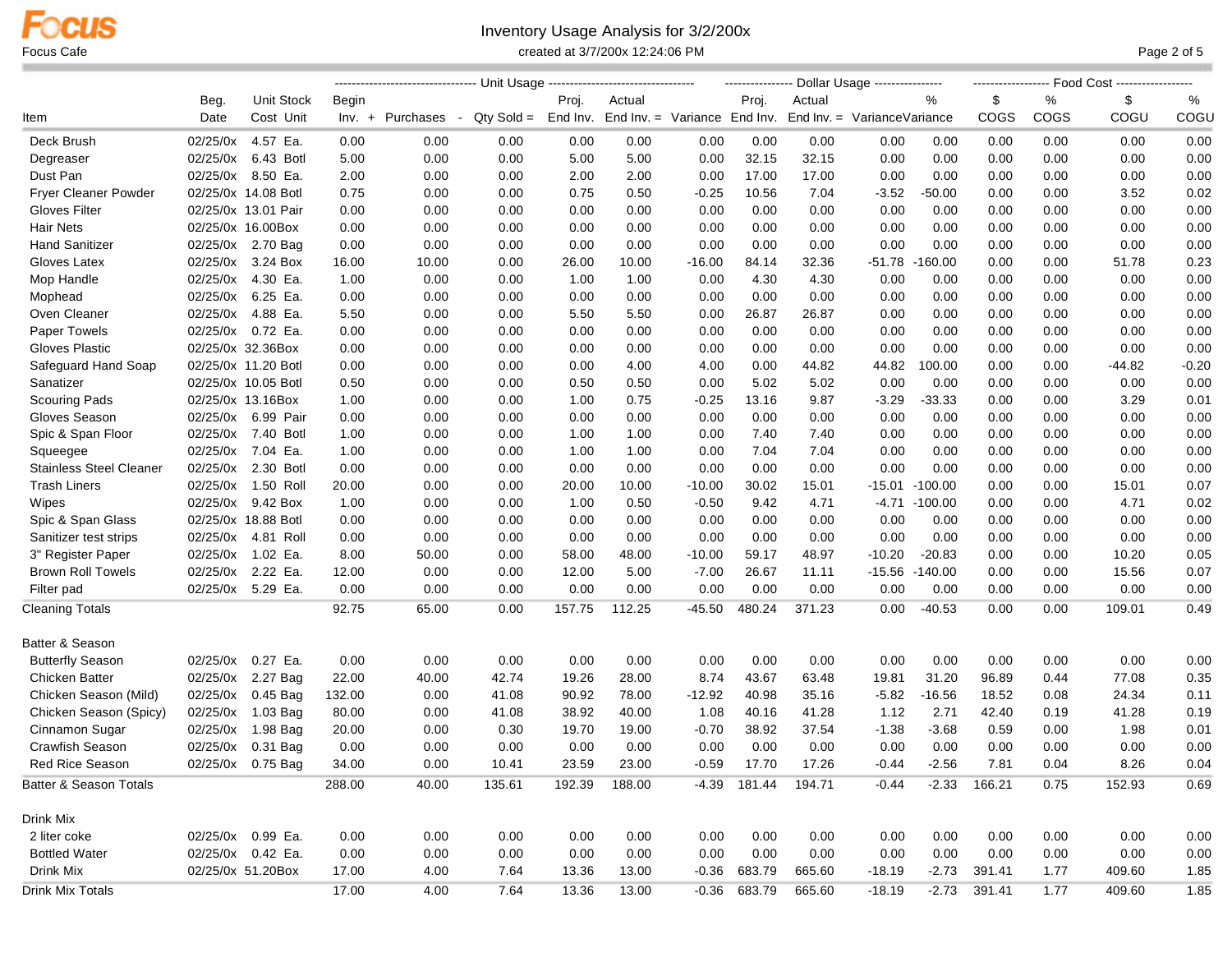Focus Cafe

# Inventory Usage Analysis for 3/2/200x

created at 3/7/200x 12:24:06 PM

| | | | | Unit Usage | | | | | | Dollar Usage | | | | Food Cost | | | |
|---|---|---|---|---|---|---|---|---|---|---|---|---|---|---|---|---|---|
| Item | Beg. Date | Unit Cost | Stock Unit | Begin Inv. + | Purchases - | Qty Sold = | Proj. End Inv. | Actual End Inv. = | Variance | Proj. End Inv. | Actual End Inv. = | Variance | % Variance | $ COGS | % COGS | $ COGU | % COGU |
| Deck Brush | 02/25/0x | 4.57 | Ea. | 0.00 | 0.00 | 0.00 | 0.00 | 0.00 | 0.00 | 0.00 | 0.00 | 0.00 | 0.00 | 0.00 | 0.00 | 0.00 | 0.00 |
| Degreaser | 02/25/0x | 6.43 | Botl | 5.00 | 0.00 | 0.00 | 5.00 | 5.00 | 0.00 | 32.15 | 32.15 | 0.00 | 0.00 | 0.00 | 0.00 | 0.00 | 0.00 |
| Dust Pan | 02/25/0x | 8.50 | Ea. | 2.00 | 0.00 | 0.00 | 2.00 | 2.00 | 0.00 | 17.00 | 17.00 | 0.00 | 0.00 | 0.00 | 0.00 | 0.00 | 0.00 |
| Fryer Cleaner Powder | 02/25/0x | 14.08 | Botl | 0.75 | 0.00 | 0.00 | 0.75 | 0.50 | -0.25 | 10.56 | 7.04 | -3.52 | -50.00 | 0.00 | 0.00 | 3.52 | 0.02 |
| Gloves Filter | 02/25/0x | 13.01 | Pair | 0.00 | 0.00 | 0.00 | 0.00 | 0.00 | 0.00 | 0.00 | 0.00 | 0.00 | 0.00 | 0.00 | 0.00 | 0.00 | 0.00 |
| Hair Nets | 02/25/0x | 16.00 | Box | 0.00 | 0.00 | 0.00 | 0.00 | 0.00 | 0.00 | 0.00 | 0.00 | 0.00 | 0.00 | 0.00 | 0.00 | 0.00 | 0.00 |
| Hand Sanitizer | 02/25/0x | 2.70 | Bag | 0.00 | 0.00 | 0.00 | 0.00 | 0.00 | 0.00 | 0.00 | 0.00 | 0.00 | 0.00 | 0.00 | 0.00 | 0.00 | 0.00 |
| Gloves Latex | 02/25/0x | 3.24 | Box | 16.00 | 10.00 | 0.00 | 26.00 | 10.00 | -16.00 | 84.14 | 32.36 | -51.78 | -160.00 | 0.00 | 0.00 | 51.78 | 0.23 |
| Mop Handle | 02/25/0x | 4.30 | Ea. | 1.00 | 0.00 | 0.00 | 1.00 | 1.00 | 0.00 | 4.30 | 4.30 | 0.00 | 0.00 | 0.00 | 0.00 | 0.00 | 0.00 |
| Mophead | 02/25/0x | 6.25 | Ea. | 0.00 | 0.00 | 0.00 | 0.00 | 0.00 | 0.00 | 0.00 | 0.00 | 0.00 | 0.00 | 0.00 | 0.00 | 0.00 | 0.00 |
| Oven Cleaner | 02/25/0x | 4.88 | Ea. | 5.50 | 0.00 | 0.00 | 5.50 | 5.50 | 0.00 | 26.87 | 26.87 | 0.00 | 0.00 | 0.00 | 0.00 | 0.00 | 0.00 |
| Paper Towels | 02/25/0x | 0.72 | Ea. | 0.00 | 0.00 | 0.00 | 0.00 | 0.00 | 0.00 | 0.00 | 0.00 | 0.00 | 0.00 | 0.00 | 0.00 | 0.00 | 0.00 |
| Gloves Plastic | 02/25/0x | 32.36 | Box | 0.00 | 0.00 | 0.00 | 0.00 | 0.00 | 0.00 | 0.00 | 0.00 | 0.00 | 0.00 | 0.00 | 0.00 | 0.00 | 0.00 |
| Safeguard Hand Soap | 02/25/0x | 11.20 | Botl | 0.00 | 0.00 | 0.00 | 0.00 | 4.00 | 4.00 | 0.00 | 44.82 | 44.82 | 100.00 | 0.00 | 0.00 | -44.82 | -0.20 |
| Sanatizer | 02/25/0x | 10.05 | Botl | 0.50 | 0.00 | 0.00 | 0.50 | 0.50 | 0.00 | 5.02 | 5.02 | 0.00 | 0.00 | 0.00 | 0.00 | 0.00 | 0.00 |
| Scouring Pads | 02/25/0x | 13.16 | Box | 1.00 | 0.00 | 0.00 | 1.00 | 0.75 | -0.25 | 13.16 | 9.87 | -3.29 | -33.33 | 0.00 | 0.00 | 3.29 | 0.01 |
| Gloves Season | 02/25/0x | 6.99 | Pair | 0.00 | 0.00 | 0.00 | 0.00 | 0.00 | 0.00 | 0.00 | 0.00 | 0.00 | 0.00 | 0.00 | 0.00 | 0.00 | 0.00 |
| Spic & Span Floor | 02/25/0x | 7.40 | Botl | 1.00 | 0.00 | 0.00 | 1.00 | 1.00 | 0.00 | 7.40 | 7.40 | 0.00 | 0.00 | 0.00 | 0.00 | 0.00 | 0.00 |
| Squeegee | 02/25/0x | 7.04 | Ea. | 1.00 | 0.00 | 0.00 | 1.00 | 1.00 | 0.00 | 7.04 | 7.04 | 0.00 | 0.00 | 0.00 | 0.00 | 0.00 | 0.00 |
| Stainless Steel Cleaner | 02/25/0x | 2.30 | Botl | 0.00 | 0.00 | 0.00 | 0.00 | 0.00 | 0.00 | 0.00 | 0.00 | 0.00 | 0.00 | 0.00 | 0.00 | 0.00 | 0.00 |
| Trash Liners | 02/25/0x | 1.50 | Roll | 20.00 | 0.00 | 0.00 | 20.00 | 10.00 | -10.00 | 30.02 | 15.01 | -15.01 | -100.00 | 0.00 | 0.00 | 15.01 | 0.07 |
| Wipes | 02/25/0x | 9.42 | Box | 1.00 | 0.00 | 0.00 | 1.00 | 0.50 | -0.50 | 9.42 | 4.71 | -4.71 | -100.00 | 0.00 | 0.00 | 4.71 | 0.02 |
| Spic & Span Glass | 02/25/0x | 18.88 | Botl | 0.00 | 0.00 | 0.00 | 0.00 | 0.00 | 0.00 | 0.00 | 0.00 | 0.00 | 0.00 | 0.00 | 0.00 | 0.00 | 0.00 |
| Sanitizer test strips | 02/25/0x | 4.81 | Roll | 0.00 | 0.00 | 0.00 | 0.00 | 0.00 | 0.00 | 0.00 | 0.00 | 0.00 | 0.00 | 0.00 | 0.00 | 0.00 | 0.00 |
| 3" Register Paper | 02/25/0x | 1.02 | Ea. | 8.00 | 50.00 | 0.00 | 58.00 | 48.00 | -10.00 | 59.17 | 48.97 | -10.20 | -20.83 | 0.00 | 0.00 | 10.20 | 0.05 |
| Brown Roll Towels | 02/25/0x | 2.22 | Ea. | 12.00 | 0.00 | 0.00 | 12.00 | 5.00 | -7.00 | 26.67 | 11.11 | -15.56 | -140.00 | 0.00 | 0.00 | 15.56 | 0.07 |
| Filter pad | 02/25/0x | 5.29 | Ea. | 0.00 | 0.00 | 0.00 | 0.00 | 0.00 | 0.00 | 0.00 | 0.00 | 0.00 | 0.00 | 0.00 | 0.00 | 0.00 | 0.00 |
| Cleaning Totals | | | | 92.75 | 65.00 | 0.00 | 157.75 | 112.25 | -45.50 | 480.24 | 371.23 | 0.00 | -40.53 | 0.00 | 0.00 | 109.01 | 0.49 |
| **Batter & Season** | | | | | | | | | | | | | | | | | |
| Butterfly Season | 02/25/0x | 0.27 | Ea. | 0.00 | 0.00 | 0.00 | 0.00 | 0.00 | 0.00 | 0.00 | 0.00 | 0.00 | 0.00 | 0.00 | 0.00 | 0.00 | 0.00 |
| Chicken Batter | 02/25/0x | 2.27 | Bag | 22.00 | 40.00 | 42.74 | 19.26 | 28.00 | 8.74 | 43.67 | 63.48 | 19.81 | 31.20 | 96.89 | 0.44 | 77.08 | 0.35 |
| Chicken Season (Mild) | 02/25/0x | 0.45 | Bag | 132.00 | 0.00 | 41.08 | 90.92 | 78.00 | -12.92 | 40.98 | 35.16 | -5.82 | -16.56 | 18.52 | 0.08 | 24.34 | 0.11 |
| Chicken Season (Spicy) | 02/25/0x | 1.03 | Bag | 80.00 | 0.00 | 41.08 | 38.92 | 40.00 | 1.08 | 40.16 | 41.28 | 1.12 | 2.71 | 42.40 | 0.19 | 41.28 | 0.19 |
| Cinnamon Sugar | 02/25/0x | 1.98 | Bag | 20.00 | 0.00 | 0.30 | 19.70 | 19.00 | -0.70 | 38.92 | 37.54 | -1.38 | -3.68 | 0.59 | 0.00 | 1.98 | 0.01 |
| Crawfish Season | 02/25/0x | 0.31 | Bag | 0.00 | 0.00 | 0.00 | 0.00 | 0.00 | 0.00 | 0.00 | 0.00 | 0.00 | 0.00 | 0.00 | 0.00 | 0.00 | 0.00 |
| Red Rice Season | 02/25/0x | 0.75 | Bag | 34.00 | 0.00 | 10.41 | 23.59 | 23.00 | -0.59 | 17.70 | 17.26 | -0.44 | -2.56 | 7.81 | 0.04 | 8.26 | 0.04 |
| Batter & Season Totals | | | | 288.00 | 40.00 | 135.61 | 192.39 | 188.00 | -4.39 | 181.44 | 194.71 | -0.44 | -2.33 | 166.21 | 0.75 | 152.93 | 0.69 |
| **Drink Mix** | | | | | | | | | | | | | | | | | |
| 2 liter coke | 02/25/0x | 0.99 | Ea. | 0.00 | 0.00 | 0.00 | 0.00 | 0.00 | 0.00 | 0.00 | 0.00 | 0.00 | 0.00 | 0.00 | 0.00 | 0.00 | 0.00 |
| Bottled Water | 02/25/0x | 0.42 | Ea. | 0.00 | 0.00 | 0.00 | 0.00 | 0.00 | 0.00 | 0.00 | 0.00 | 0.00 | 0.00 | 0.00 | 0.00 | 0.00 | 0.00 |
| Drink Mix | 02/25/0x | 51.20 | Box | 17.00 | 4.00 | 7.64 | 13.36 | 13.00 | -0.36 | 683.79 | 665.60 | -18.19 | -2.73 | 391.41 | 1.77 | 409.60 | 1.85 |
| Drink Mix Totals | | | | 17.00 | 4.00 | 7.64 | 13.36 | 13.00 | -0.36 | 683.79 | 665.60 | -18.19 | -2.73 | 391.41 | 1.77 | 409.60 | 1.85 |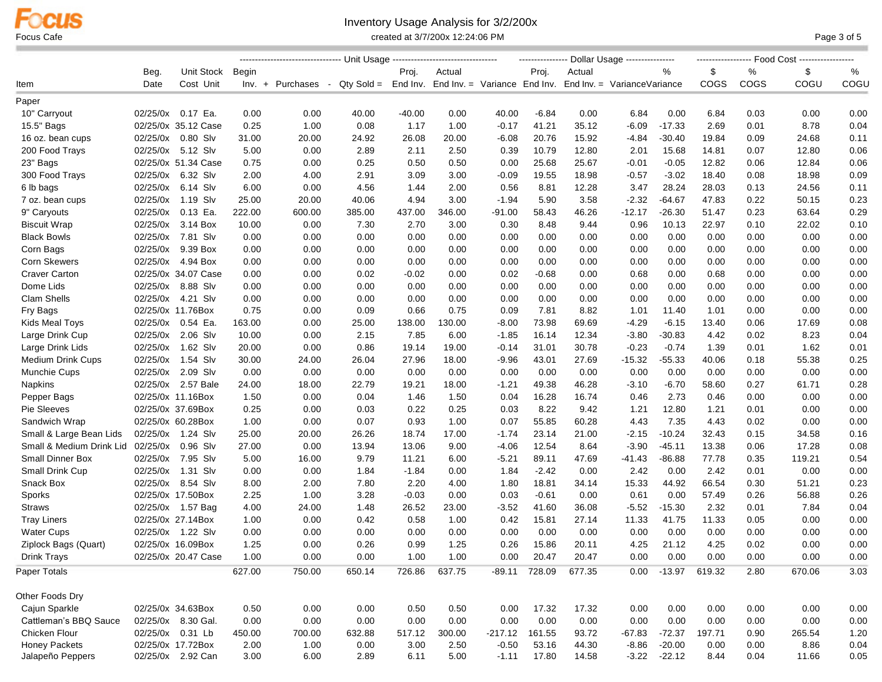Focus Cafe

# Inventory Usage Analysis for 3/2/200x

created at 3/7/200x 12:24:06 PM

| Item | Beg. Date | Unit Cost | Stock Unit | Begin Inv. + | Purchases - | Qty Sold = | Proj. End Inv. | Actual End Inv. = | Variance | Proj. End Inv. | Actual End Inv. = | Variance | % Variance | $ COGS | % COGS | $ COGU | % COGU |
|---|---|---|---|---|---|---|---|---|---|---|---|---|---|---|---|---|---|
| | | | | Unit Usage | | | | | | Dollar Usage | | | | Food Cost | | | |
| **Paper** | | | | | | | | | | | | | | | | | |
| 10" Carryout | 02/25/0x | 0.17 | Ea. | 0.00 | 0.00 | 40.00 | -40.00 | 0.00 | 40.00 | -6.84 | 0.00 | 6.84 | 0.00 | 6.84 | 0.03 | 0.00 | 0.00 |
| 15.5" Bags | 02/25/0x | 35.12 | Case | 0.25 | 1.00 | 0.08 | 1.17 | 1.00 | -0.17 | 41.21 | 35.12 | -6.09 | -17.33 | 2.69 | 0.01 | 8.78 | 0.04 |
| 16 oz. bean cups | 02/25/0x | 0.80 | Slv | 31.00 | 20.00 | 24.92 | 26.08 | 20.00 | -6.08 | 20.76 | 15.92 | -4.84 | -30.40 | 19.84 | 0.09 | 24.68 | 0.11 |
| 200 Food Trays | 02/25/0x | 5.12 | Slv | 5.00 | 0.00 | 2.89 | 2.11 | 2.50 | 0.39 | 10.79 | 12.80 | 2.01 | 15.68 | 14.81 | 0.07 | 12.80 | 0.06 |
| 23" Bags | 02/25/0x | 51.34 | Case | 0.75 | 0.00 | 0.25 | 0.50 | 0.50 | 0.00 | 25.68 | 25.67 | -0.01 | -0.05 | 12.82 | 0.06 | 12.84 | 0.06 |
| 300 Food Trays | 02/25/0x | 6.32 | Slv | 2.00 | 4.00 | 2.91 | 3.09 | 3.00 | -0.09 | 19.55 | 18.98 | -0.57 | -3.02 | 18.40 | 0.08 | 18.98 | 0.09 |
| 6 lb bags | 02/25/0x | 6.14 | Slv | 6.00 | 0.00 | 4.56 | 1.44 | 2.00 | 0.56 | 8.81 | 12.28 | 3.47 | 28.24 | 28.03 | 0.13 | 24.56 | 0.11 |
| 7 oz. bean cups | 02/25/0x | 1.19 | Slv | 25.00 | 20.00 | 40.06 | 4.94 | 3.00 | -1.94 | 5.90 | 3.58 | -2.32 | -64.67 | 47.83 | 0.22 | 50.15 | 0.23 |
| 9" Caryouts | 02/25/0x | 0.13 | Ea. | 222.00 | 600.00 | 385.00 | 437.00 | 346.00 | -91.00 | 58.43 | 46.26 | -12.17 | -26.30 | 51.47 | 0.23 | 63.64 | 0.29 |
| Biscuit Wrap | 02/25/0x | 3.14 | Box | 10.00 | 0.00 | 7.30 | 2.70 | 3.00 | 0.30 | 8.48 | 9.44 | 0.96 | 10.13 | 22.97 | 0.10 | 22.02 | 0.10 |
| Black Bowls | 02/25/0x | 7.81 | Slv | 0.00 | 0.00 | 0.00 | 0.00 | 0.00 | 0.00 | 0.00 | 0.00 | 0.00 | 0.00 | 0.00 | 0.00 | 0.00 | 0.00 |
| Corn Bags | 02/25/0x | 9.39 | Box | 0.00 | 0.00 | 0.00 | 0.00 | 0.00 | 0.00 | 0.00 | 0.00 | 0.00 | 0.00 | 0.00 | 0.00 | 0.00 | 0.00 |
| Corn Skewers | 02/25/0x | 4.94 | Box | 0.00 | 0.00 | 0.00 | 0.00 | 0.00 | 0.00 | 0.00 | 0.00 | 0.00 | 0.00 | 0.00 | 0.00 | 0.00 | 0.00 |
| Craver Carton | 02/25/0x | 34.07 | Case | 0.00 | 0.00 | 0.02 | -0.02 | 0.00 | 0.02 | -0.68 | 0.00 | 0.68 | 0.00 | 0.68 | 0.00 | 0.00 | 0.00 |
| Dome Lids | 02/25/0x | 8.88 | Slv | 0.00 | 0.00 | 0.00 | 0.00 | 0.00 | 0.00 | 0.00 | 0.00 | 0.00 | 0.00 | 0.00 | 0.00 | 0.00 | 0.00 |
| Clam Shells | 02/25/0x | 4.21 | Slv | 0.00 | 0.00 | 0.00 | 0.00 | 0.00 | 0.00 | 0.00 | 0.00 | 0.00 | 0.00 | 0.00 | 0.00 | 0.00 | 0.00 |
| Fry Bags | 02/25/0x | 11.76 | Box | 0.75 | 0.00 | 0.09 | 0.66 | 0.75 | 0.09 | 7.81 | 8.82 | 1.01 | 11.40 | 1.01 | 0.00 | 0.00 | 0.00 |
| Kids Meal Toys | 02/25/0x | 0.54 | Ea. | 163.00 | 0.00 | 25.00 | 138.00 | 130.00 | -8.00 | 73.98 | 69.69 | -4.29 | -6.15 | 13.40 | 0.06 | 17.69 | 0.08 |
| Large Drink Cup | 02/25/0x | 2.06 | Slv | 10.00 | 0.00 | 2.15 | 7.85 | 6.00 | -1.85 | 16.14 | 12.34 | -3.80 | -30.83 | 4.42 | 0.02 | 8.23 | 0.04 |
| Large Drink Lids | 02/25/0x | 1.62 | Slv | 20.00 | 0.00 | 0.86 | 19.14 | 19.00 | -0.14 | 31.01 | 30.78 | -0.23 | -0.74 | 1.39 | 0.01 | 1.62 | 0.01 |
| Medium Drink Cups | 02/25/0x | 1.54 | Slv | 30.00 | 24.00 | 26.04 | 27.96 | 18.00 | -9.96 | 43.01 | 27.69 | -15.32 | -55.33 | 40.06 | 0.18 | 55.38 | 0.25 |
| Munchie Cups | 02/25/0x | 2.09 | Slv | 0.00 | 0.00 | 0.00 | 0.00 | 0.00 | 0.00 | 0.00 | 0.00 | 0.00 | 0.00 | 0.00 | 0.00 | 0.00 | 0.00 |
| Napkins | 02/25/0x | 2.57 | Bale | 24.00 | 18.00 | 22.79 | 19.21 | 18.00 | -1.21 | 49.38 | 46.28 | -3.10 | -6.70 | 58.60 | 0.27 | 61.71 | 0.28 |
| Pepper Bags | 02/25/0x | 11.16 | Box | 1.50 | 0.00 | 0.04 | 1.46 | 1.50 | 0.04 | 16.28 | 16.74 | 0.46 | 2.73 | 0.46 | 0.00 | 0.00 | 0.00 |
| Pie Sleeves | 02/25/0x | 37.69 | Box | 0.25 | 0.00 | 0.03 | 0.22 | 0.25 | 0.03 | 8.22 | 9.42 | 1.21 | 12.80 | 1.21 | 0.01 | 0.00 | 0.00 |
| Sandwich Wrap | 02/25/0x | 60.28 | Box | 1.00 | 0.00 | 0.07 | 0.93 | 1.00 | 0.07 | 55.85 | 60.28 | 4.43 | 7.35 | 4.43 | 0.02 | 0.00 | 0.00 |
| Small & Large Bean Lids | 02/25/0x | 1.24 | Slv | 25.00 | 20.00 | 26.26 | 18.74 | 17.00 | -1.74 | 23.14 | 21.00 | -2.15 | -10.24 | 32.43 | 0.15 | 34.58 | 0.16 |
| Small & Medium Drink Lid | 02/25/0x | 0.96 | Slv | 27.00 | 0.00 | 13.94 | 13.06 | 9.00 | -4.06 | 12.54 | 8.64 | -3.90 | -45.11 | 13.38 | 0.06 | 17.28 | 0.08 |
| Small Dinner Box | 02/25/0x | 7.95 | Slv | 5.00 | 16.00 | 9.79 | 11.21 | 6.00 | -5.21 | 89.11 | 47.69 | -41.43 | -86.88 | 77.78 | 0.35 | 119.21 | 0.54 |
| Small Drink Cup | 02/25/0x | 1.31 | Slv | 0.00 | 0.00 | 1.84 | -1.84 | 0.00 | 1.84 | -2.42 | 0.00 | 2.42 | 0.00 | 2.42 | 0.01 | 0.00 | 0.00 |
| Snack Box | 02/25/0x | 8.54 | Slv | 8.00 | 2.00 | 7.80 | 2.20 | 4.00 | 1.80 | 18.81 | 34.14 | 15.33 | 44.92 | 66.54 | 0.30 | 51.21 | 0.23 |
| Sporks | 02/25/0x | 17.50 | Box | 2.25 | 1.00 | 3.28 | -0.03 | 0.00 | 0.03 | -0.61 | 0.00 | 0.61 | 0.00 | 57.49 | 0.26 | 56.88 | 0.26 |
| Straws | 02/25/0x | 1.57 | Bag | 4.00 | 24.00 | 1.48 | 26.52 | 23.00 | -3.52 | 41.60 | 36.08 | -5.52 | -15.30 | 2.32 | 0.01 | 7.84 | 0.04 |
| Tray Liners | 02/25/0x | 27.14 | Box | 1.00 | 0.00 | 0.42 | 0.58 | 1.00 | 0.42 | 15.81 | 27.14 | 11.33 | 41.75 | 11.33 | 0.05 | 0.00 | 0.00 |
| Water Cups | 02/25/0x | 1.22 | Slv | 0.00 | 0.00 | 0.00 | 0.00 | 0.00 | 0.00 | 0.00 | 0.00 | 0.00 | 0.00 | 0.00 | 0.00 | 0.00 | 0.00 |
| Ziplock Bags (Quart) | 02/25/0x | 16.09 | Box | 1.25 | 0.00 | 0.26 | 0.99 | 1.25 | 0.26 | 15.86 | 20.11 | 4.25 | 21.12 | 4.25 | 0.02 | 0.00 | 0.00 |
| Drink Trays | 02/25/0x | 20.47 | Case | 1.00 | 0.00 | 0.00 | 1.00 | 1.00 | 0.00 | 20.47 | 20.47 | 0.00 | 0.00 | 0.00 | 0.00 | 0.00 | 0.00 |
| **Paper Totals** | | | | 627.00 | 750.00 | 650.14 | 726.86 | 637.75 | -89.11 | 728.09 | 677.35 | 0.00 | -13.97 | 619.32 | 2.80 | 670.06 | 3.03 |
| **Other Foods Dry** | | | | | | | | | | | | | | | | | |
| Cajun Sparkle | 02/25/0x | 34.63 | Box | 0.50 | 0.00 | 0.00 | 0.50 | 0.50 | 0.00 | 17.32 | 17.32 | 0.00 | 0.00 | 0.00 | 0.00 | 0.00 | 0.00 |
| Cattleman's BBQ Sauce | 02/25/0x | 8.30 | Gal. | 0.00 | 0.00 | 0.00 | 0.00 | 0.00 | 0.00 | 0.00 | 0.00 | 0.00 | 0.00 | 0.00 | 0.00 | 0.00 | 0.00 |
| Chicken Flour | 02/25/0x | 0.31 | Lb | 450.00 | 700.00 | 632.88 | 517.12 | 300.00 | -217.12 | 161.55 | 93.72 | -67.83 | -72.37 | 197.71 | 0.90 | 265.54 | 1.20 |
| Honey Packets | 02/25/0x | 17.72 | Box | 2.00 | 1.00 | 0.00 | 3.00 | 2.50 | -0.50 | 53.16 | 44.30 | -8.86 | -20.00 | 0.00 | 0.00 | 8.86 | 0.04 |
| Jalapeño Peppers | 02/25/0x | 2.92 | Can | 3.00 | 6.00 | 2.89 | 6.11 | 5.00 | -1.11 | 17.80 | 14.58 | -3.22 | -22.12 | 8.44 | 0.04 | 11.66 | 0.05 |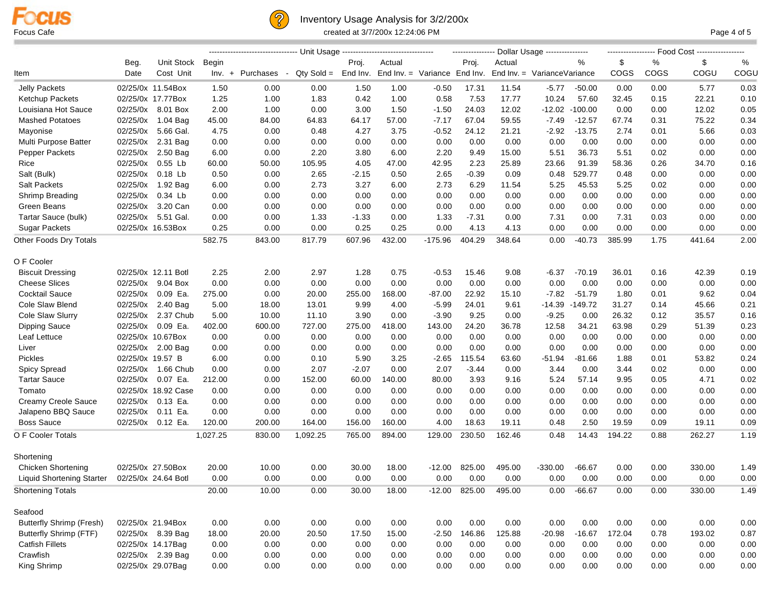# Focus Cafe

## Inventory Usage Analysis for 3/2/200x

created at 3/7/200x 12:24:06 PM

| Item | Beg. Date | Unit Stock Cost | Unit | Begin Inv. + | Purchases - | Qty Sold = | Proj. End Inv. | Actual End Inv. = | Variance | Proj. End Inv. | Actual End Inv. = | Variance | % Variance | $ COGS | % COGS | $ COGU | % COGU |
|---|---|---|---|---|---|---|---|---|---|---|---|---|---|---|---|---|---|
| | | | | Unit Usage | | | | | | Dollar Usage | | | | Food Cost | | | |
| Jelly Packets | 02/25/0x | 11.54 | Box | 1.50 | 0.00 | 0.00 | 1.50 | 1.00 | -0.50 | 17.31 | 11.54 | -5.77 | -50.00 | 0.00 | 0.00 | 5.77 | 0.03 |
| Ketchup Packets | 02/25/0x | 17.77 | Box | 1.25 | 1.00 | 1.83 | 0.42 | 1.00 | 0.58 | 7.53 | 17.77 | 10.24 | 57.60 | 32.45 | 0.15 | 22.21 | 0.10 |
| Louisiana Hot Sauce | 02/25/0x | 8.01 | Box | 2.00 | 1.00 | 0.00 | 3.00 | 1.50 | -1.50 | 24.03 | 12.02 | -12.02 | -100.00 | 0.00 | 0.00 | 12.02 | 0.05 |
| Mashed Potatoes | 02/25/0x | 1.04 | Bag | 45.00 | 84.00 | 64.83 | 64.17 | 57.00 | -7.17 | 67.04 | 59.55 | -7.49 | -12.57 | 67.74 | 0.31 | 75.22 | 0.34 |
| Mayonise | 02/25/0x | 5.66 | Gal. | 4.75 | 0.00 | 0.48 | 4.27 | 3.75 | -0.52 | 24.12 | 21.21 | -2.92 | -13.75 | 2.74 | 0.01 | 5.66 | 0.03 |
| Multi Purpose Batter | 02/25/0x | 2.31 | Bag | 0.00 | 0.00 | 0.00 | 0.00 | 0.00 | 0.00 | 0.00 | 0.00 | 0.00 | 0.00 | 0.00 | 0.00 | 0.00 | 0.00 |
| Pepper Packets | 02/25/0x | 2.50 | Bag | 6.00 | 0.00 | 2.20 | 3.80 | 6.00 | 2.20 | 9.49 | 15.00 | 5.51 | 36.73 | 5.51 | 0.02 | 0.00 | 0.00 |
| Rice | 02/25/0x | 0.55 | Lb | 60.00 | 50.00 | 105.95 | 4.05 | 47.00 | 42.95 | 2.23 | 25.89 | 23.66 | 91.39 | 58.36 | 0.26 | 34.70 | 0.16 |
| Salt (Bulk) | 02/25/0x | 0.18 | Lb | 0.50 | 0.00 | 2.65 | -2.15 | 0.50 | 2.65 | -0.39 | 0.09 | 0.48 | 529.77 | 0.48 | 0.00 | 0.00 | 0.00 |
| Salt Packets | 02/25/0x | 1.92 | Bag | 6.00 | 0.00 | 2.73 | 3.27 | 6.00 | 2.73 | 6.29 | 11.54 | 5.25 | 45.53 | 5.25 | 0.02 | 0.00 | 0.00 |
| Shrimp Breading | 02/25/0x | 0.34 | Lb | 0.00 | 0.00 | 0.00 | 0.00 | 0.00 | 0.00 | 0.00 | 0.00 | 0.00 | 0.00 | 0.00 | 0.00 | 0.00 | 0.00 |
| Green Beans | 02/25/0x | 3.20 | Can | 0.00 | 0.00 | 0.00 | 0.00 | 0.00 | 0.00 | 0.00 | 0.00 | 0.00 | 0.00 | 0.00 | 0.00 | 0.00 | 0.00 |
| Tartar Sauce (bulk) | 02/25/0x | 5.51 | Gal. | 0.00 | 0.00 | 1.33 | -1.33 | 0.00 | 1.33 | -7.31 | 0.00 | 7.31 | 0.00 | 7.31 | 0.03 | 0.00 | 0.00 |
| Sugar Packets | 02/25/0x | 16.53 | Box | 0.25 | 0.00 | 0.00 | 0.25 | 0.25 | 0.00 | 4.13 | 4.13 | 0.00 | 0.00 | 0.00 | 0.00 | 0.00 | 0.00 |
| **Other Foods Dry Totals** | | | | 582.75 | 843.00 | 817.79 | 607.96 | 432.00 | -175.96 | 404.29 | 348.64 | 0.00 | -40.73 | 385.99 | 1.75 | 441.64 | 2.00 |
| **O F Cooler** | | | | | | | | | | | | | | | | | |
| Biscuit Dressing | 02/25/0x | 12.11 | Botl | 2.25 | 2.00 | 2.97 | 1.28 | 0.75 | -0.53 | 15.46 | 9.08 | -6.37 | -70.19 | 36.01 | 0.16 | 42.39 | 0.19 |
| Cheese Slices | 02/25/0x | 9.04 | Box | 0.00 | 0.00 | 0.00 | 0.00 | 0.00 | 0.00 | 0.00 | 0.00 | 0.00 | 0.00 | 0.00 | 0.00 | 0.00 | 0.00 |
| Cocktail Sauce | 02/25/0x | 0.09 | Ea. | 275.00 | 0.00 | 20.00 | 255.00 | 168.00 | -87.00 | 22.92 | 15.10 | -7.82 | -51.79 | 1.80 | 0.01 | 9.62 | 0.04 |
| Cole Slaw Blend | 02/25/0x | 2.40 | Bag | 5.00 | 18.00 | 13.01 | 9.99 | 4.00 | -5.99 | 24.01 | 9.61 | -14.39 | -149.72 | 31.27 | 0.14 | 45.66 | 0.21 |
| Cole Slaw Slurry | 02/25/0x | 2.37 | Chub | 5.00 | 10.00 | 11.10 | 3.90 | 0.00 | -3.90 | 9.25 | 0.00 | -9.25 | 0.00 | 26.32 | 0.12 | 35.57 | 0.16 |
| Dipping Sauce | 02/25/0x | 0.09 | Ea. | 402.00 | 600.00 | 727.00 | 275.00 | 418.00 | 143.00 | 24.20 | 36.78 | 12.58 | 34.21 | 63.98 | 0.29 | 51.39 | 0.23 |
| Leaf Lettuce | 02/25/0x | 10.67 | Box | 0.00 | 0.00 | 0.00 | 0.00 | 0.00 | 0.00 | 0.00 | 0.00 | 0.00 | 0.00 | 0.00 | 0.00 | 0.00 | 0.00 |
| Liver | 02/25/0x | 2.00 | Bag | 0.00 | 0.00 | 0.00 | 0.00 | 0.00 | 0.00 | 0.00 | 0.00 | 0.00 | 0.00 | 0.00 | 0.00 | 0.00 | 0.00 |
| Pickles | 02/25/0x | 19.57 | B | 6.00 | 0.00 | 0.10 | 5.90 | 3.25 | -2.65 | 115.54 | 63.60 | -51.94 | -81.66 | 1.88 | 0.01 | 53.82 | 0.24 |
| Spicy Spread | 02/25/0x | 1.66 | Chub | 0.00 | 0.00 | 2.07 | -2.07 | 0.00 | 2.07 | -3.44 | 0.00 | 3.44 | 0.00 | 3.44 | 0.02 | 0.00 | 0.00 |
| Tartar Sauce | 02/25/0x | 0.07 | Ea. | 212.00 | 0.00 | 152.00 | 60.00 | 140.00 | 80.00 | 3.93 | 9.16 | 5.24 | 57.14 | 9.95 | 0.05 | 4.71 | 0.02 |
| Tomato | 02/25/0x | 18.92 | Case | 0.00 | 0.00 | 0.00 | 0.00 | 0.00 | 0.00 | 0.00 | 0.00 | 0.00 | 0.00 | 0.00 | 0.00 | 0.00 | 0.00 |
| Creamy Creole Sauce | 02/25/0x | 0.13 | Ea. | 0.00 | 0.00 | 0.00 | 0.00 | 0.00 | 0.00 | 0.00 | 0.00 | 0.00 | 0.00 | 0.00 | 0.00 | 0.00 | 0.00 |
| Jalapeno BBQ Sauce | 02/25/0x | 0.11 | Ea. | 0.00 | 0.00 | 0.00 | 0.00 | 0.00 | 0.00 | 0.00 | 0.00 | 0.00 | 0.00 | 0.00 | 0.00 | 0.00 | 0.00 |
| Boss Sauce | 02/25/0x | 0.12 | Ea. | 120.00 | 200.00 | 164.00 | 156.00 | 160.00 | 4.00 | 18.63 | 19.11 | 0.48 | 2.50 | 19.59 | 0.09 | 19.11 | 0.09 |
| **O F Cooler Totals** | | | | 1,027.25 | 830.00 | 1,092.25 | 765.00 | 894.00 | 129.00 | 230.50 | 162.46 | 0.48 | 14.43 | 194.22 | 0.88 | 262.27 | 1.19 |
| **Shortening** | | | | | | | | | | | | | | | | | |
| Chicken Shortening | 02/25/0x | 27.50 | Box | 20.00 | 10.00 | 0.00 | 30.00 | 18.00 | -12.00 | 825.00 | 495.00 | -330.00 | -66.67 | 0.00 | 0.00 | 330.00 | 1.49 |
| Liquid Shortening Starter | 02/25/0x | 24.64 | Botl | 0.00 | 0.00 | 0.00 | 0.00 | 0.00 | 0.00 | 0.00 | 0.00 | 0.00 | 0.00 | 0.00 | 0.00 | 0.00 | 0.00 |
| **Shortening Totals** | | | | 20.00 | 10.00 | 0.00 | 30.00 | 18.00 | -12.00 | 825.00 | 495.00 | 0.00 | -66.67 | 0.00 | 0.00 | 330.00 | 1.49 |
| **Seafood** | | | | | | | | | | | | | | | | | |
| Butterfly Shrimp (Fresh) | 02/25/0x | 21.94 | Box | 0.00 | 0.00 | 0.00 | 0.00 | 0.00 | 0.00 | 0.00 | 0.00 | 0.00 | 0.00 | 0.00 | 0.00 | 0.00 | 0.00 |
| Butterfly Shrimp (FTF) | 02/25/0x | 8.39 | Bag | 18.00 | 20.00 | 20.50 | 17.50 | 15.00 | -2.50 | 146.86 | 125.88 | -20.98 | -16.67 | 172.04 | 0.78 | 193.02 | 0.87 |
| Catfish Fillets | 02/25/0x | 14.17 | Bag | 0.00 | 0.00 | 0.00 | 0.00 | 0.00 | 0.00 | 0.00 | 0.00 | 0.00 | 0.00 | 0.00 | 0.00 | 0.00 | 0.00 |
| Crawfish | 02/25/0x | 2.39 | Bag | 0.00 | 0.00 | 0.00 | 0.00 | 0.00 | 0.00 | 0.00 | 0.00 | 0.00 | 0.00 | 0.00 | 0.00 | 0.00 | 0.00 |
| King Shrimp | 02/25/0x | 29.07 | Bag | 0.00 | 0.00 | 0.00 | 0.00 | 0.00 | 0.00 | 0.00 | 0.00 | 0.00 | 0.00 | 0.00 | 0.00 | 0.00 | 0.00 |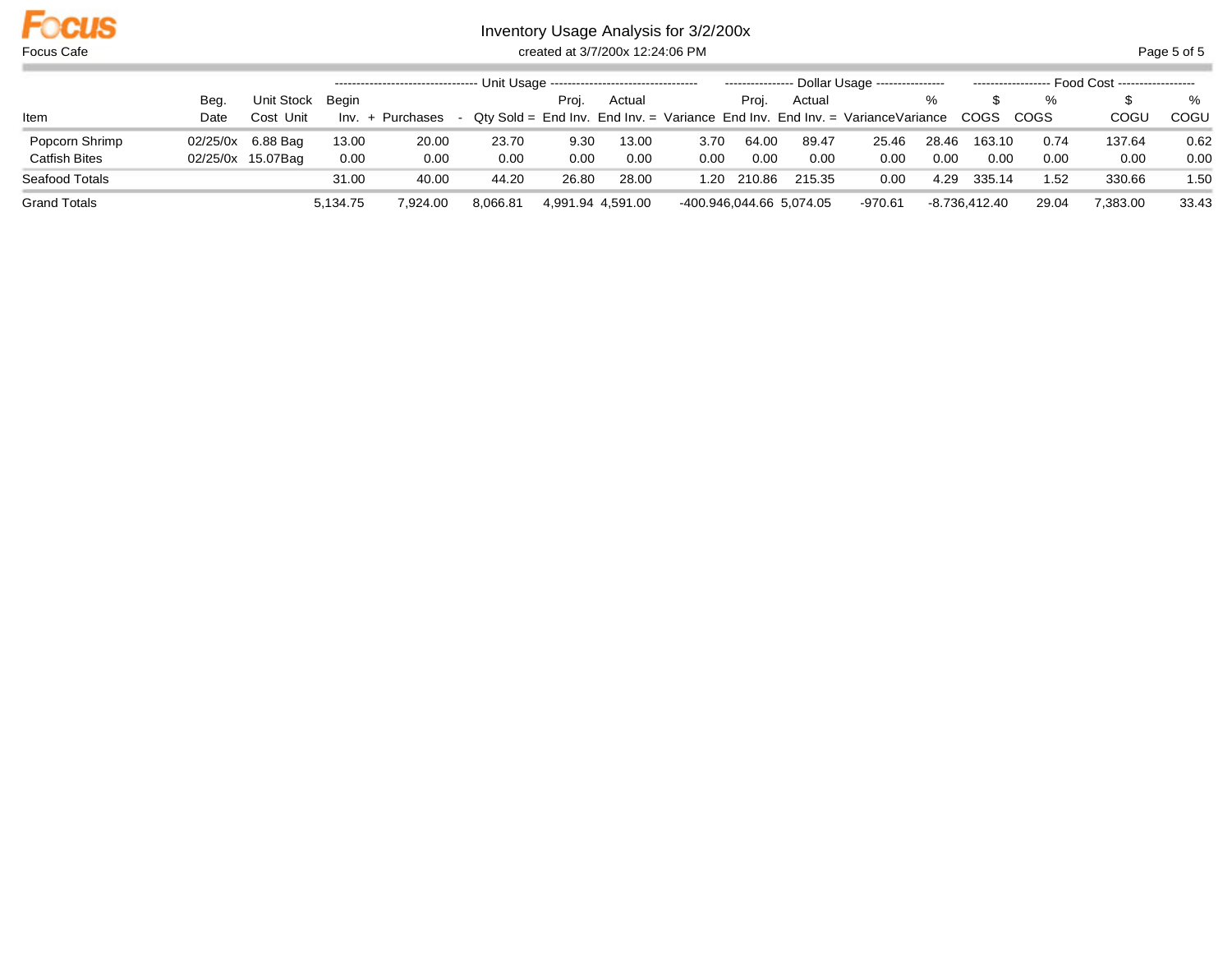# Inventory Usage Analysis for 3/2/200x

Focus Cafe

created at 3/7/200x 12:24:06 PM

| | | | | Unit Usage | | | | | | Dollar Usage | | | | Food Cost | | | |
|---|---|---|---|---|---|---|---|---|---|---|---|---|---|---|---|---|---|
| Item | Beg. Date | Unit Cost | Stock Unit | Begin Inv. + | Purchases - | Qty Sold = | Proj. End Inv. | Actual End Inv. = | Variance | Proj. End Inv. | Actual End Inv. = | Variance | % Variance | $ COGS | % COGS | $ COGU | % COGU |
| Popcorn Shrimp | 02/25/0x | 6.88 | Bag | 13.00 | 20.00 | 23.70 | 9.30 | 13.00 | 3.70 | 64.00 | 89.47 | 25.46 | 28.46 | 163.10 | 0.74 | 137.64 | 0.62 |
| Catfish Bites | 02/25/0x | 15.07 | Bag | 0.00 | 0.00 | 0.00 | 0.00 | 0.00 | 0.00 | 0.00 | 0.00 | 0.00 | 0.00 | 0.00 | 0.00 | 0.00 | 0.00 |
| Seafood Totals | | | | 31.00 | 40.00 | 44.20 | 26.80 | 28.00 | 1.20 | 210.86 | 215.35 | 0.00 | 4.29 | 335.14 | 1.52 | 330.66 | 1.50 |
| Grand Totals | | | | 5,134.75 | 7,924.00 | 8,066.81 | 4,991.94 | 4,591.00 | -400.94 | 6,044.66 | 5,074.05 | -970.61 | -8.73 | 6,412.40 | 29.04 | 7,383.00 | 33.43 |